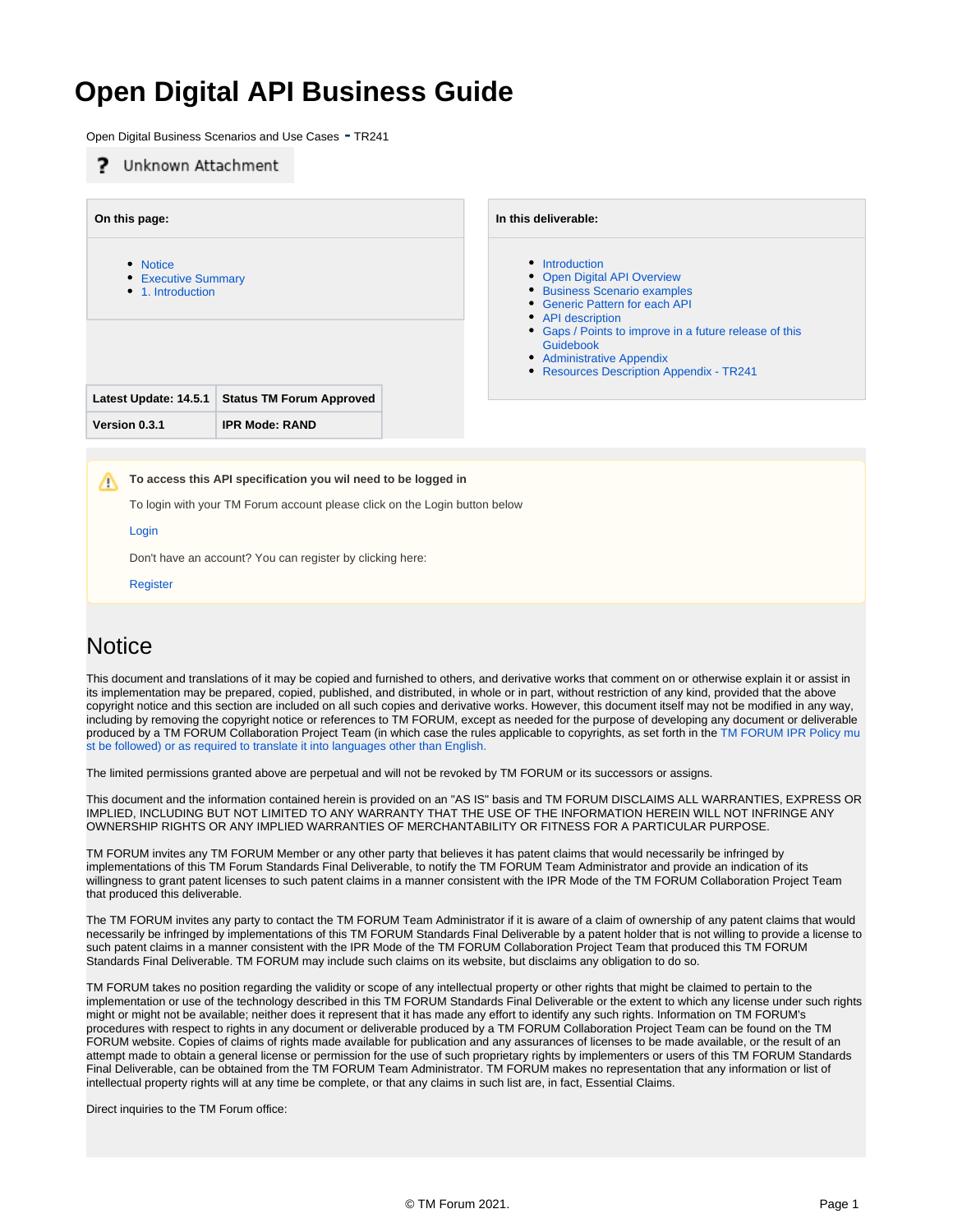# Open Digital API Business Guide

Open Digital Business Scenarios and Use Cases - TR241

? Unknown Attachment

**On this page:**

- Notice
- Executive Summary
- 1. Introduction

**In this deliverable:**

- Introduction
- Open Digital API Overview
- Business Scenario examples
- Generic Pattern for each API
- API description
- Gaps / Points to improve in a future release of this Guidebook
- Administrative Appendix
- Resources Description Appendix - TR241

| Latest Update: 14.5.1 | Status TM Forum Approved |
|---|---|
| Version 0.3.1 | IPR Mode: RAND |

**To access this API specification you wil need to be logged in**

To login with your TM Forum account please click on the Login button below

Login

Don't have an account? You can register by clicking here:

Register

## Notice

This document and translations of it may be copied and furnished to others, and derivative works that comment on or otherwise explain it or assist in its implementation may be prepared, copied, published, and distributed, in whole or in part, without restriction of any kind, provided that the above copyright notice and this section are included on all such copies and derivative works. However, this document itself may not be modified in any way, including by removing the copyright notice or references to TM FORUM, except as needed for the purpose of developing any document or deliverable produced by a TM FORUM Collaboration Project Team (in which case the rules applicable to copyrights, as set forth in the TM FORUM IPR Policy must be followed) or as required to translate it into languages other than English.

The limited permissions granted above are perpetual and will not be revoked by TM FORUM or its successors or assigns.

This document and the information contained herein is provided on an "AS IS" basis and TM FORUM DISCLAIMS ALL WARRANTIES, EXPRESS OR IMPLIED, INCLUDING BUT NOT LIMITED TO ANY WARRANTY THAT THE USE OF THE INFORMATION HEREIN WILL NOT INFRINGE ANY OWNERSHIP RIGHTS OR ANY IMPLIED WARRANTIES OF MERCHANTABILITY OR FITNESS FOR A PARTICULAR PURPOSE.

TM FORUM invites any TM FORUM Member or any other party that believes it has patent claims that would necessarily be infringed by implementations of this TM Forum Standards Final Deliverable, to notify the TM FORUM Team Administrator and provide an indication of its willingness to grant patent licenses to such patent claims in a manner consistent with the IPR Mode of the TM FORUM Collaboration Project Team that produced this deliverable.

The TM FORUM invites any party to contact the TM FORUM Team Administrator if it is aware of a claim of ownership of any patent claims that would necessarily be infringed by implementations of this TM FORUM Standards Final Deliverable by a patent holder that is not willing to provide a license to such patent claims in a manner consistent with the IPR Mode of the TM FORUM Collaboration Project Team that produced this TM FORUM Standards Final Deliverable. TM FORUM may include such claims on its website, but disclaims any obligation to do so.

TM FORUM takes no position regarding the validity or scope of any intellectual property or other rights that might be claimed to pertain to the implementation or use of the technology described in this TM FORUM Standards Final Deliverable or the extent to which any license under such rights might or might not be available; neither does it represent that it has made any effort to identify any such rights. Information on TM FORUM's procedures with respect to rights in any document or deliverable produced by a TM FORUM Collaboration Project Team can be found on the TM FORUM website. Copies of claims of rights made available for publication and any assurances of licenses to be made available, or the result of an attempt made to obtain a general license or permission for the use of such proprietary rights by implementers or users of this TM FORUM Standards Final Deliverable, can be obtained from the TM FORUM Team Administrator. TM FORUM makes no representation that any information or list of intellectual property rights will at any time be complete, or that any claims in such list are, in fact, Essential Claims.

Direct inquiries to the TM Forum office:

© TM Forum 2021.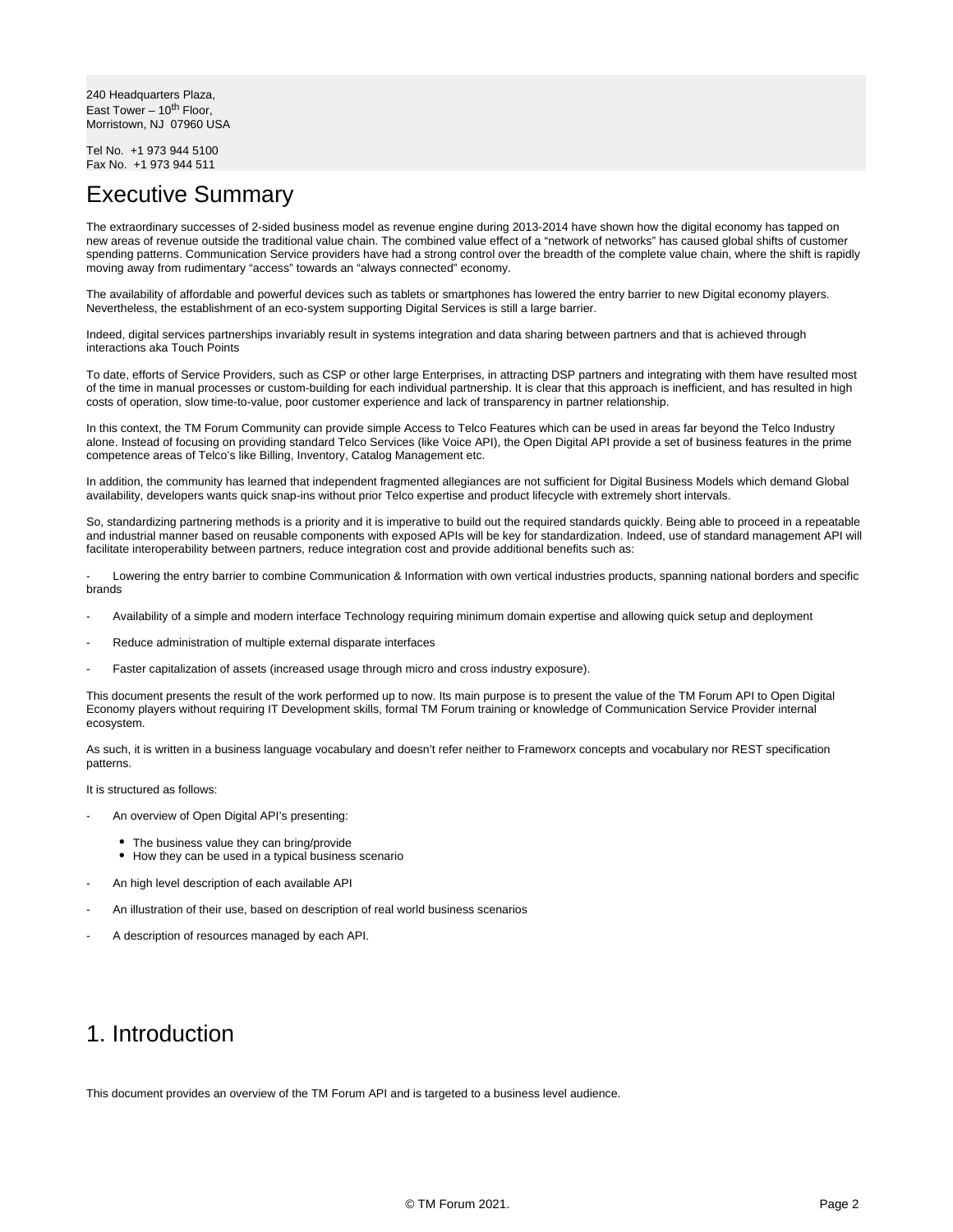240 Headquarters Plaza,
East Tower – 10th Floor,
Morristown, NJ 07960 USA

Tel No. +1 973 944 5100
Fax No. +1 973 944 511

# Executive Summary

The extraordinary successes of 2-sided business model as revenue engine during 2013-2014 have shown how the digital economy has tapped on new areas of revenue outside the traditional value chain. The combined value effect of a "network of networks" has caused global shifts of customer spending patterns. Communication Service providers have had a strong control over the breadth of the complete value chain, where the shift is rapidly moving away from rudimentary "access" towards an "always connected" economy.

The availability of affordable and powerful devices such as tablets or smartphones has lowered the entry barrier to new Digital economy players. Nevertheless, the establishment of an eco-system supporting Digital Services is still a large barrier.

Indeed, digital services partnerships invariably result in systems integration and data sharing between partners and that is achieved through interactions aka Touch Points

To date, efforts of Service Providers, such as CSP or other large Enterprises, in attracting DSP partners and integrating with them have resulted most of the time in manual processes or custom-building for each individual partnership. It is clear that this approach is inefficient, and has resulted in high costs of operation, slow time-to-value, poor customer experience and lack of transparency in partner relationship.

In this context, the TM Forum Community can provide simple Access to Telco Features which can be used in areas far beyond the Telco Industry alone. Instead of focusing on providing standard Telco Services (like Voice API), the Open Digital API provide a set of business features in the prime competence areas of Telco's like Billing, Inventory, Catalog Management etc.

In addition, the community has learned that independent fragmented allegiances are not sufficient for Digital Business Models which demand Global availability, developers wants quick snap-ins without prior Telco expertise and product lifecycle with extremely short intervals.

So, standardizing partnering methods is a priority and it is imperative to build out the required standards quickly. Being able to proceed in a repeatable and industrial manner based on reusable components with exposed APIs will be key for standardization. Indeed, use of standard management API will facilitate interoperability between partners, reduce integration cost and provide additional benefits such as:

- Lowering the entry barrier to combine Communication & Information with own vertical industries products, spanning national borders and specific brands
- Availability of a simple and modern interface Technology requiring minimum domain expertise and allowing quick setup and deployment
- Reduce administration of multiple external disparate interfaces
- Faster capitalization of assets (increased usage through micro and cross industry exposure).

This document presents the result of the work performed up to now. Its main purpose is to present the value of the TM Forum API to Open Digital Economy players without requiring IT Development skills, formal TM Forum training or knowledge of Communication Service Provider internal ecosystem.

As such, it is written in a business language vocabulary and doesn't refer neither to Frameworx concepts and vocabulary nor REST specification patterns.

It is structured as follows:

- An overview of Open Digital API's presenting:
  - The business value they can bring/provide
  - How they can be used in a typical business scenario
- An high level description of each available API
- An illustration of their use, based on description of real world business scenarios
- A description of resources managed by each API.

# 1. Introduction

This document provides an overview of the TM Forum API and is targeted to a business level audience.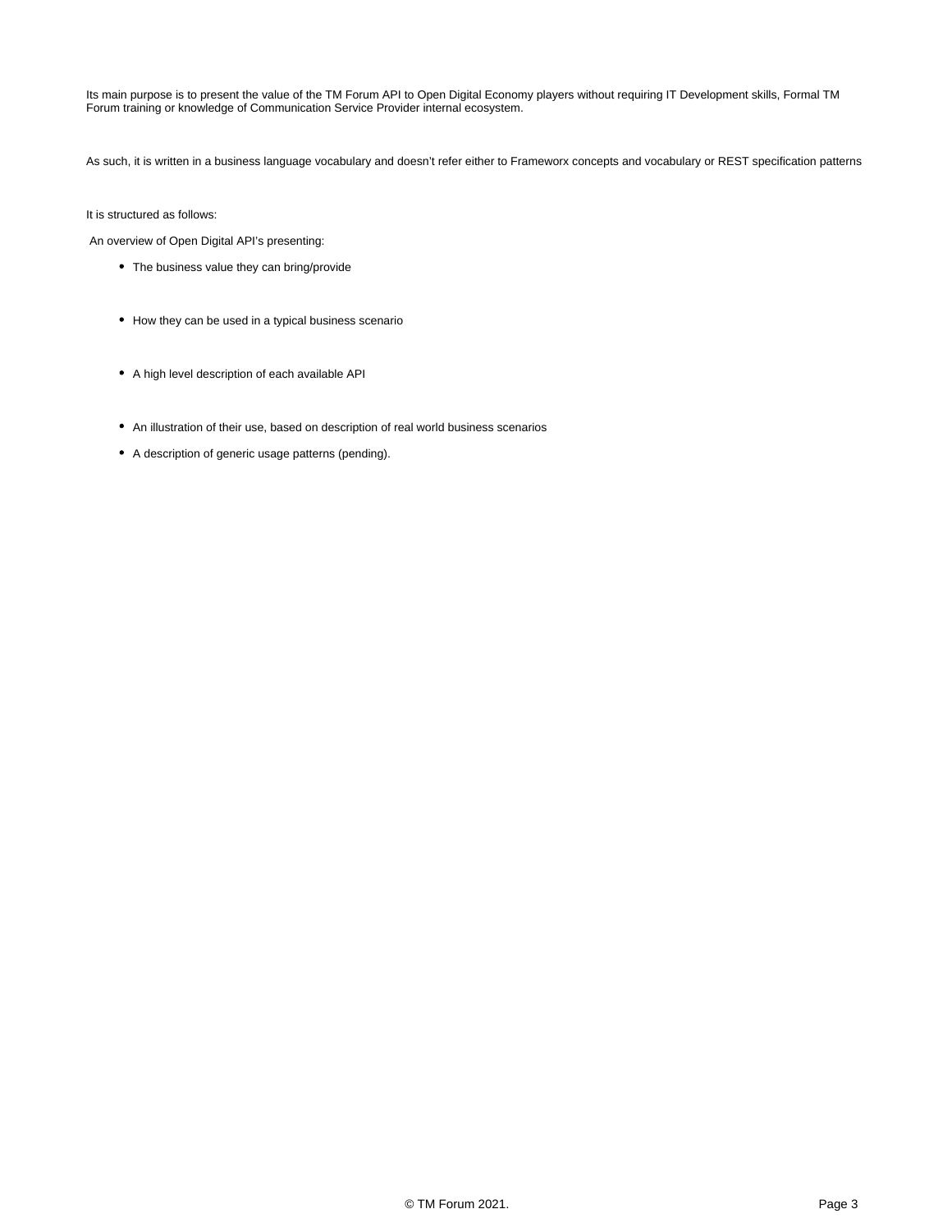Its main purpose is to present the value of the TM Forum API to Open Digital Economy players without requiring IT Development skills, Formal TM Forum training or knowledge of Communication Service Provider internal ecosystem.

As such, it is written in a business language vocabulary and doesn't refer either to Frameworx concepts and vocabulary or REST specification patterns

It is structured as follows:

An overview of Open Digital API's presenting:

- The business value they can bring/provide
- How they can be used in a typical business scenario
- A high level description of each available API
- An illustration of their use, based on description of real world business scenarios
- A description of generic usage patterns (pending).